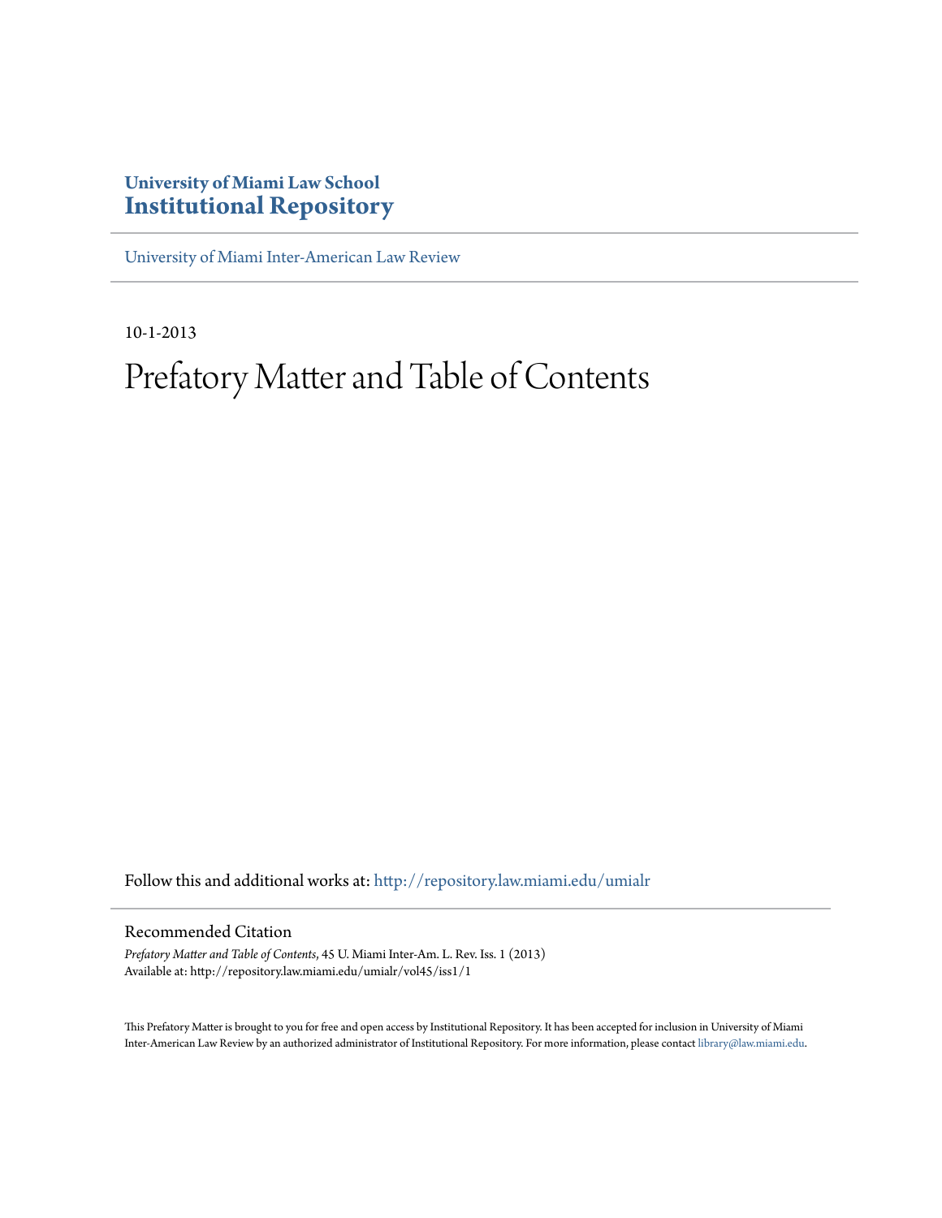**University of Miami Law School**
**Institutional Repository**

University of Miami Inter-American Law Review

10-1-2013

# Prefatory Matter and Table of Contents

Follow this and additional works at: http://repository.law.miami.edu/umialr

## Recommended Citation

*Prefatory Matter and Table of Contents*, 45 U. Miami Inter-Am. L. Rev. Iss. 1 (2013)
Available at: http://repository.law.miami.edu/umialr/vol45/iss1/1

This Prefatory Matter is brought to you for free and open access by Institutional Repository. It has been accepted for inclusion in University of Miami Inter-American Law Review by an authorized administrator of Institutional Repository. For more information, please contact library@law.miami.edu.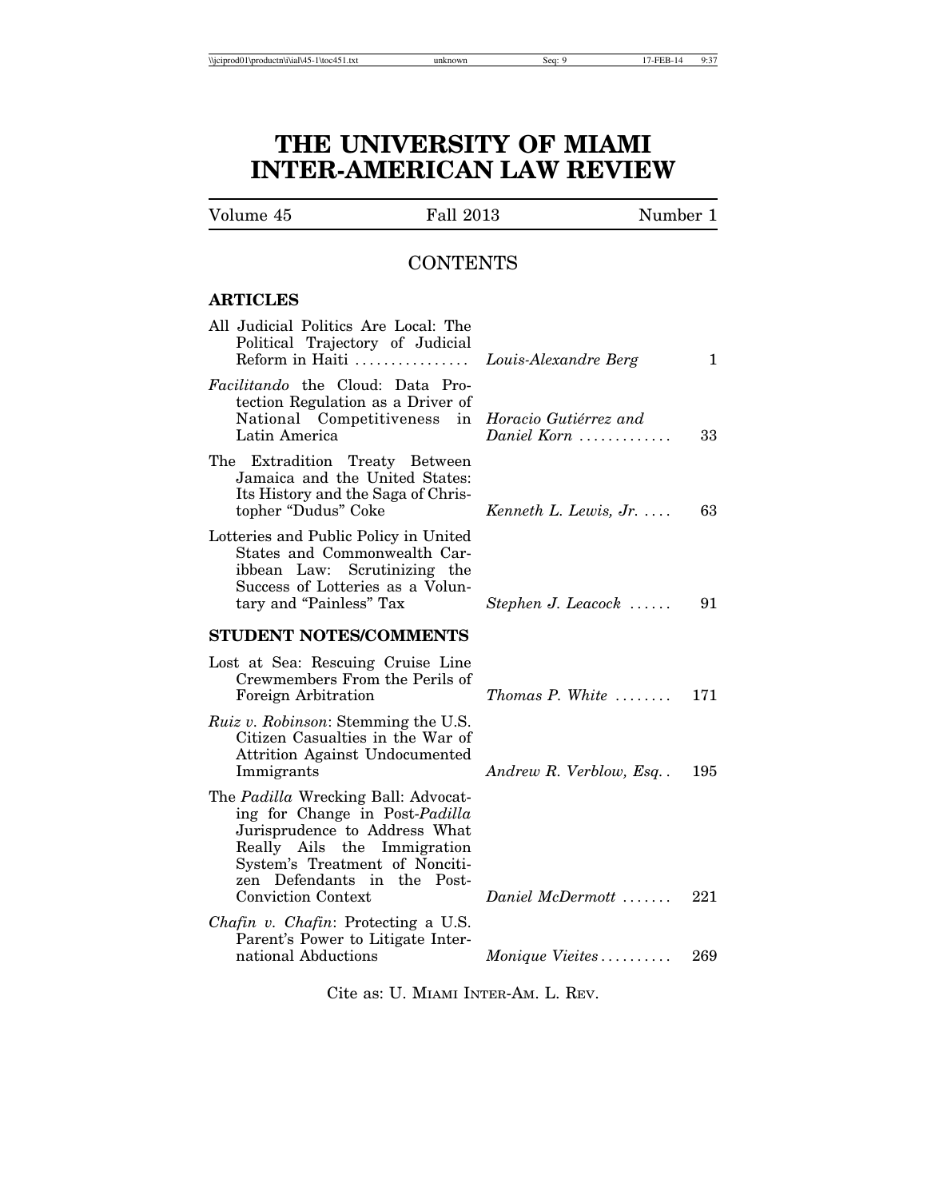# THE UNIVERSITY OF MIAMI INTER-AMERICAN LAW REVIEW

Volume 45 | Fall 2013 | Number 1

## CONTENTS

### ARTICLES

| | | |
|---|---|---|
| All Judicial Politics Are Local: The Political Trajectory of Judicial Reform in Haiti | *Louis-Alexandre Berg* | 1 |
| *Facilitando* the Cloud: Data Protection Regulation as a Driver of National Competitiveness in Latin America | *Horacio Gutiérrez and Daniel Korn* | 33 |
| The Extradition Treaty Between Jamaica and the United States: Its History and the Saga of Christopher "Dudus" Coke | *Kenneth L. Lewis, Jr.* | 63 |
| Lotteries and Public Policy in United States and Commonwealth Caribbean Law: Scrutinizing the Success of Lotteries as a Voluntary and "Painless" Tax | *Stephen J. Leacock* | 91 |

### STUDENT NOTES/COMMENTS

| | | |
|---|---|---|
| Lost at Sea: Rescuing Cruise Line Crewmembers From the Perils of Foreign Arbitration | *Thomas P. White* | 171 |
| *Ruiz v. Robinson*: Stemming the U.S. Citizen Casualties in the War of Attrition Against Undocumented Immigrants | *Andrew R. Verblow, Esq.* | 195 |
| The *Padilla* Wrecking Ball: Advocating for Change in Post-*Padilla* Jurisprudence to Address What Really Ails the Immigration System's Treatment of Noncitizen Defendants in the Post-Conviction Context | *Daniel McDermott* | 221 |
| *Chafin v. Chafin*: Protecting a U.S. Parent's Power to Litigate International Abductions | *Monique Vieites* | 269 |

Cite as: U. MIAMI INTER-AM. L. REV.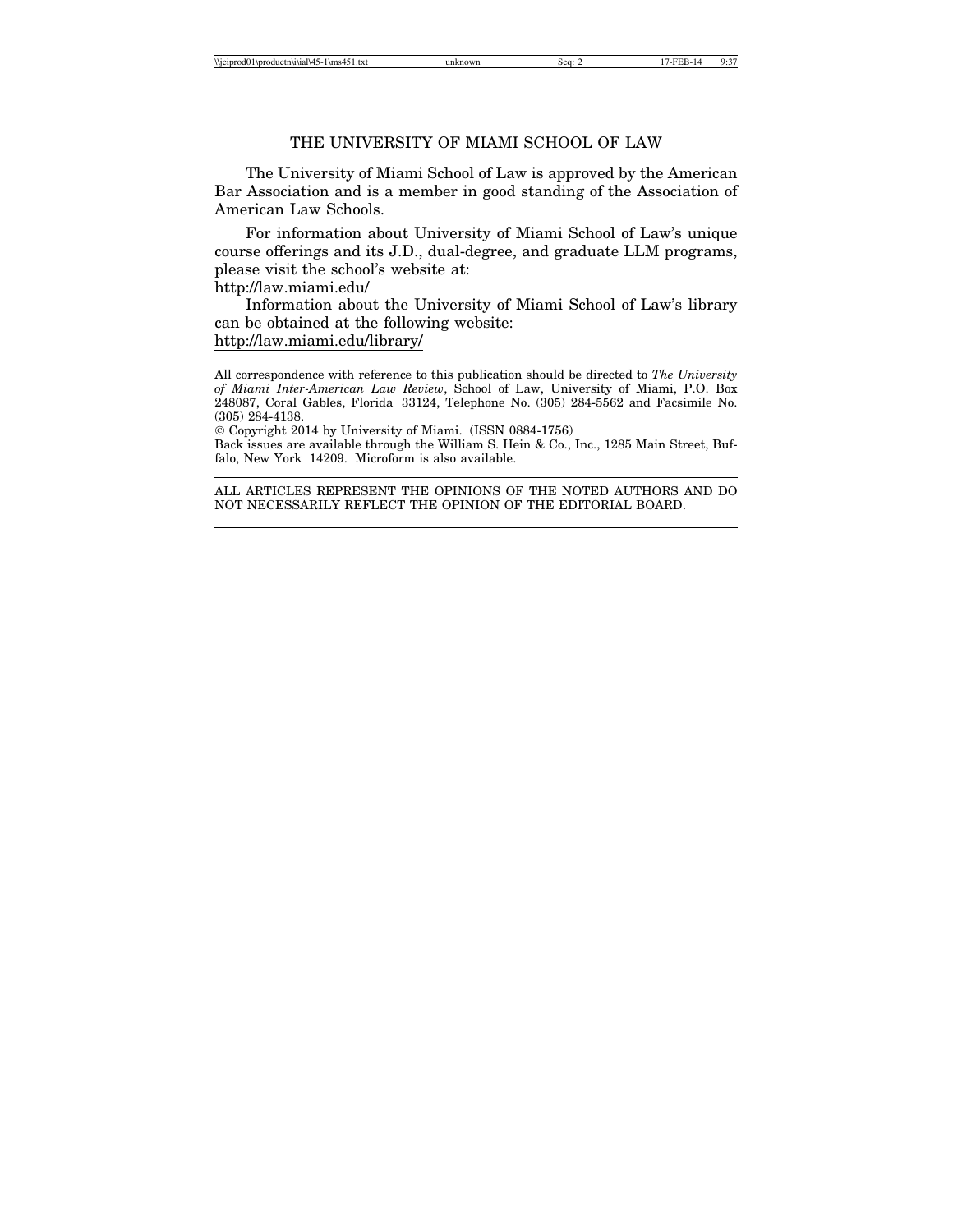# THE UNIVERSITY OF MIAMI SCHOOL OF LAW

The University of Miami School of Law is approved by the American Bar Association and is a member in good standing of the Association of American Law Schools.

For information about University of Miami School of Law's unique course offerings and its J.D., dual-degree, and graduate LLM programs, please visit the school's website at:
http://law.miami.edu/

Information about the University of Miami School of Law's library can be obtained at the following website:
http://law.miami.edu/library/

---

All correspondence with reference to this publication should be directed to *The University of Miami Inter-American Law Review*, School of Law, University of Miami, P.O. Box 248087, Coral Gables, Florida 33124, Telephone No. (305) 284-5562 and Facsimile No. (305) 284-4138.

© Copyright 2014 by University of Miami. (ISSN 0884-1756)

Back issues are available through the William S. Hein & Co., Inc., 1285 Main Street, Buffalo, New York 14209. Microform is also available.

---

ALL ARTICLES REPRESENT THE OPINIONS OF THE NOTED AUTHORS AND DO NOT NECESSARILY REFLECT THE OPINION OF THE EDITORIAL BOARD.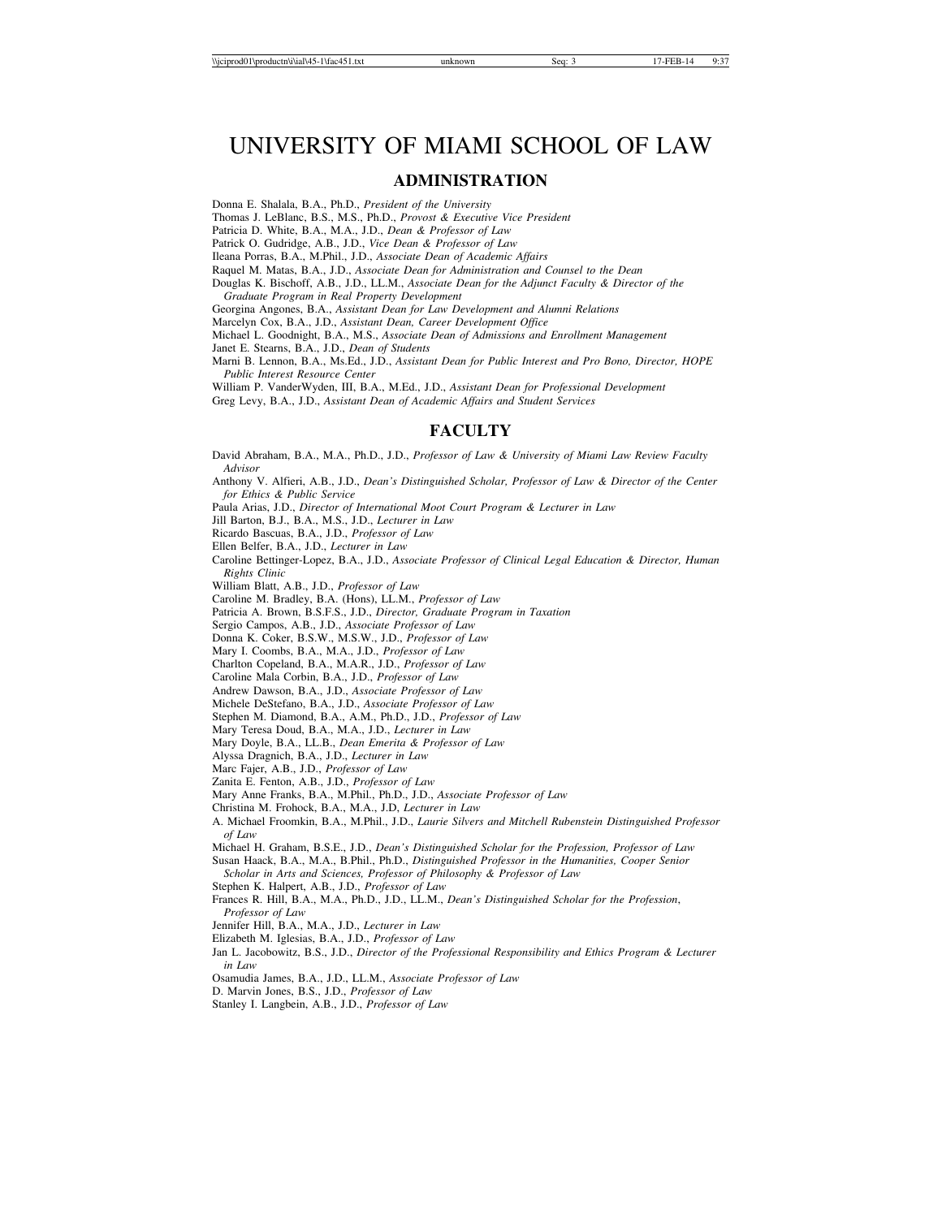# UNIVERSITY OF MIAMI SCHOOL OF LAW

## ADMINISTRATION

Donna E. Shalala, B.A., Ph.D., *President of the University*
Thomas J. LeBlanc, B.S., M.S., Ph.D., *Provost & Executive Vice President*
Patricia D. White, B.A., M.A., J.D., *Dean & Professor of Law*
Patrick O. Gudridge, A.B., J.D., *Vice Dean & Professor of Law*
Ileana Porras, B.A., M.Phil., J.D., *Associate Dean of Academic Affairs*
Raquel M. Matas, B.A., J.D., *Associate Dean for Administration and Counsel to the Dean*
Douglas K. Bischoff, A.B., J.D., LL.M., *Associate Dean for the Adjunct Faculty & Director of the Graduate Program in Real Property Development*
Georgina Angones, B.A., *Assistant Dean for Law Development and Alumni Relations*
Marcelyn Cox, B.A., J.D., *Assistant Dean, Career Development Office*
Michael L. Goodnight, B.A., M.S., *Associate Dean of Admissions and Enrollment Management*
Janet E. Stearns, B.A., J.D., *Dean of Students*
Marni B. Lennon, B.A., Ms.Ed., J.D., *Assistant Dean for Public Interest and Pro Bono, Director, HOPE Public Interest Resource Center*
William P. VanderWyden, III, B.A., M.Ed., J.D., *Assistant Dean for Professional Development*
Greg Levy, B.A., J.D., *Assistant Dean of Academic Affairs and Student Services*

## FACULTY

David Abraham, B.A., M.A., Ph.D., J.D., *Professor of Law & University of Miami Law Review Faculty Advisor*
Anthony V. Alfieri, A.B., J.D., *Dean's Distinguished Scholar, Professor of Law & Director of the Center for Ethics & Public Service*
Paula Arias, J.D., *Director of International Moot Court Program & Lecturer in Law*
Jill Barton, B.J., B.A., M.S., J.D., *Lecturer in Law*
Ricardo Bascuas, B.A., J.D., *Professor of Law*
Ellen Belfer, B.A., J.D., *Lecturer in Law*
Caroline Bettinger-Lopez, B.A., J.D., *Associate Professor of Clinical Legal Education & Director, Human Rights Clinic*
William Blatt, A.B., J.D., *Professor of Law*
Caroline M. Bradley, B.A. (Hons), LL.M., *Professor of Law*
Patricia A. Brown, B.S.F.S., J.D., *Director, Graduate Program in Taxation*
Sergio Campos, A.B., J.D., *Associate Professor of Law*
Donna K. Coker, B.S.W., M.S.W., J.D., *Professor of Law*
Mary I. Coombs, B.A., M.A., J.D., *Professor of Law*
Charlton Copeland, B.A., M.A.R., J.D., *Professor of Law*
Caroline Mala Corbin, B.A., J.D., *Professor of Law*
Andrew Dawson, B.A., J.D., *Associate Professor of Law*
Michele DeStefano, B.A., J.D., *Associate Professor of Law*
Stephen M. Diamond, B.A., A.M., Ph.D., J.D., *Professor of Law*
Mary Teresa Doud, B.A., M.A., J.D., *Lecturer in Law*
Mary Doyle, B.A., LL.B., *Dean Emerita & Professor of Law*
Alyssa Dragnich, B.A., J.D., *Lecturer in Law*
Marc Fajer, A.B., J.D., *Professor of Law*
Zanita E. Fenton, A.B., J.D., *Professor of Law*
Mary Anne Franks, B.A., M.Phil., Ph.D., J.D., *Associate Professor of Law*
Christina M. Frohock, B.A., M.A., J.D, *Lecturer in Law*
A. Michael Froomkin, B.A., M.Phil., J.D., *Laurie Silvers and Mitchell Rubenstein Distinguished Professor of Law*
Michael H. Graham, B.S.E., J.D., *Dean's Distinguished Scholar for the Profession, Professor of Law*
Susan Haack, B.A., M.A., B.Phil., Ph.D., *Distinguished Professor in the Humanities, Cooper Senior Scholar in Arts and Sciences, Professor of Philosophy & Professor of Law*
Stephen K. Halpert, A.B., J.D., *Professor of Law*
Frances R. Hill, B.A., M.A., Ph.D., J.D., LL.M., *Dean's Distinguished Scholar for the Profession*, *Professor of Law*
Jennifer Hill, B.A., M.A., J.D., *Lecturer in Law*
Elizabeth M. Iglesias, B.A., J.D., *Professor of Law*
Jan L. Jacobowitz, B.S., J.D., *Director of the Professional Responsibility and Ethics Program & Lecturer in Law*
Osamudia James, B.A., J.D., LL.M., *Associate Professor of Law*
D. Marvin Jones, B.S., J.D., *Professor of Law*
Stanley I. Langbein, A.B., J.D., *Professor of Law*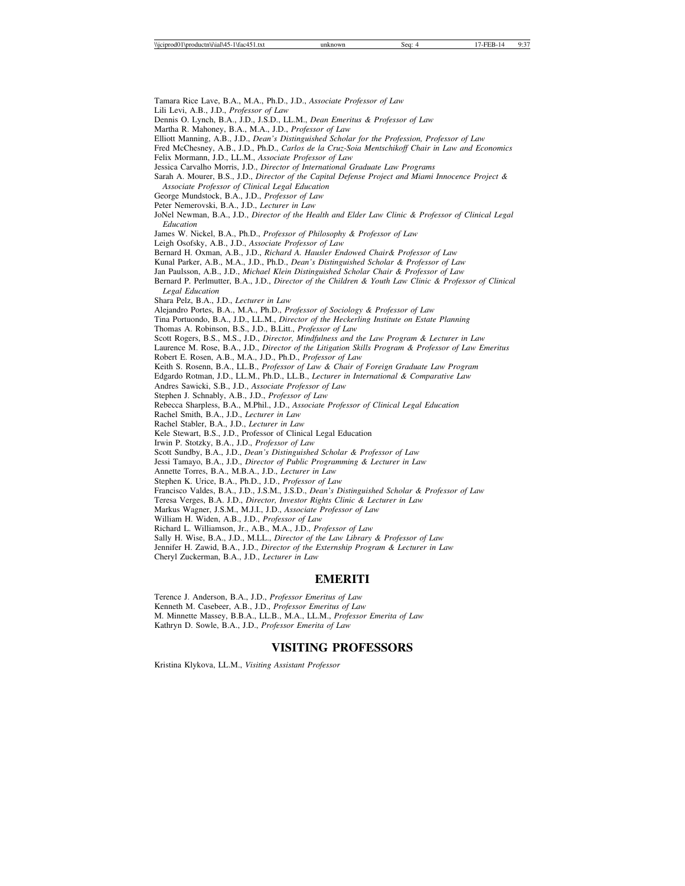Tamara Rice Lave, B.A., M.A., Ph.D., J.D., *Associate Professor of Law*
Lili Levi, A.B., J.D., *Professor of Law*
Dennis O. Lynch, B.A., J.D., J.S.D., LL.M., *Dean Emeritus & Professor of Law*
Martha R. Mahoney, B.A., M.A., J.D., *Professor of Law*
Elliott Manning, A.B., J.D., *Dean's Distinguished Scholar for the Profession, Professor of Law*
Fred McChesney, A.B., J.D., Ph.D., *Carlos de la Cruz-Soia Mentschikoff Chair in Law and Economics*
Felix Mormann, J.D., LL.M., *Associate Professor of Law*
Jessica Carvalho Morris, J.D., *Director of International Graduate Law Programs*
Sarah A. Mourer, B.S., J.D., *Director of the Capital Defense Project and Miami Innocence Project & Associate Professor of Clinical Legal Education*
George Mundstock, B.A., J.D., *Professor of Law*
Peter Nemerovski, B.A., J.D., *Lecturer in Law*
JoNel Newman, B.A., J.D., *Director of the Health and Elder Law Clinic & Professor of Clinical Legal Education*
James W. Nickel, B.A., Ph.D., *Professor of Philosophy & Professor of Law*
Leigh Osofsky, A.B., J.D., *Associate Professor of Law*
Bernard H. Oxman, A.B., J.D., *Richard A. Hausler Endowed Chair& Professor of Law*
Kunal Parker, A.B., M.A., J.D., Ph.D., *Dean's Distinguished Scholar & Professor of Law*
Jan Paulsson, A.B., J.D., *Michael Klein Distinguished Scholar Chair & Professor of Law*
Bernard P. Perlmutter, B.A., J.D., *Director of the Children & Youth Law Clinic & Professor of Clinical Legal Education*
Shara Pelz, B.A., J.D., *Lecturer in Law*
Alejandro Portes, B.A., M.A., Ph.D., *Professor of Sociology & Professor of Law*
Tina Portuondo, B.A., J.D., LL.M., *Director of the Heckerling Institute on Estate Planning*
Thomas A. Robinson, B.S., J.D., B.Litt., *Professor of Law*
Scott Rogers, B.S., M.S., J.D., *Director, Mindfulness and the Law Program & Lecturer in Law*
Laurence M. Rose, B.A., J.D., *Director of the Litigation Skills Program & Professor of Law Emeritus*
Robert E. Rosen, A.B., M.A., J.D., Ph.D., *Professor of Law*
Keith S. Rosenn, B.A., LL.B., *Professor of Law & Chair of Foreign Graduate Law Program*
Edgardo Rotman, J.D., LL.M., Ph.D., LL.B., *Lecturer in International & Comparative Law*
Andres Sawicki, S.B., J.D., *Associate Professor of Law*
Stephen J. Schnably, A.B., J.D., *Professor of Law*
Rebecca Sharpless, B.A., M.Phil., J.D., *Associate Professor of Clinical Legal Education*
Rachel Smith, B.A., J.D., *Lecturer in Law*
Rachel Stabler, B.A., J.D., *Lecturer in Law*
Kele Stewart, B.S., J.D., Professor of Clinical Legal Education
Irwin P. Stotzky, B.A., J.D., *Professor of Law*
Scott Sundby, B.A., J.D., *Dean's Distinguished Scholar & Professor of Law*
Jessi Tamayo, B.A., J.D., *Director of Public Programming & Lecturer in Law*
Annette Torres, B.A., M.B.A., J.D., *Lecturer in Law*
Stephen K. Urice, B.A., Ph.D., J.D., *Professor of Law*
Francisco Valdes, B.A., J.D., J.S.M., J.S.D., *Dean's Distinguished Scholar & Professor of Law*
Teresa Verges, B.A. J.D., *Director, Investor Rights Clinic & Lecturer in Law*
Markus Wagner, J.S.M., M.J.I., J.D., *Associate Professor of Law*
William H. Widen, A.B., J.D., *Professor of Law*
Richard L. Williamson, Jr., A.B., M.A., J.D., *Professor of Law*
Sally H. Wise, B.A., J.D., M.LL., *Director of the Law Library & Professor of Law*
Jennifer H. Zawid, B.A., J.D., *Director of the Externship Program & Lecturer in Law*
Cheryl Zuckerman, B.A., J.D., *Lecturer in Law*

## EMERITI

Terence J. Anderson, B.A., J.D., *Professor Emeritus of Law*
Kenneth M. Casebeer, A.B., J.D., *Professor Emeritus of Law*
M. Minnette Massey, B.B.A., LL.B., M.A., LL.M., *Professor Emerita of Law*
Kathryn D. Sowle, B.A., J.D., *Professor Emerita of Law*

## VISITING PROFESSORS

Kristina Klykova, LL.M., *Visiting Assistant Professor*